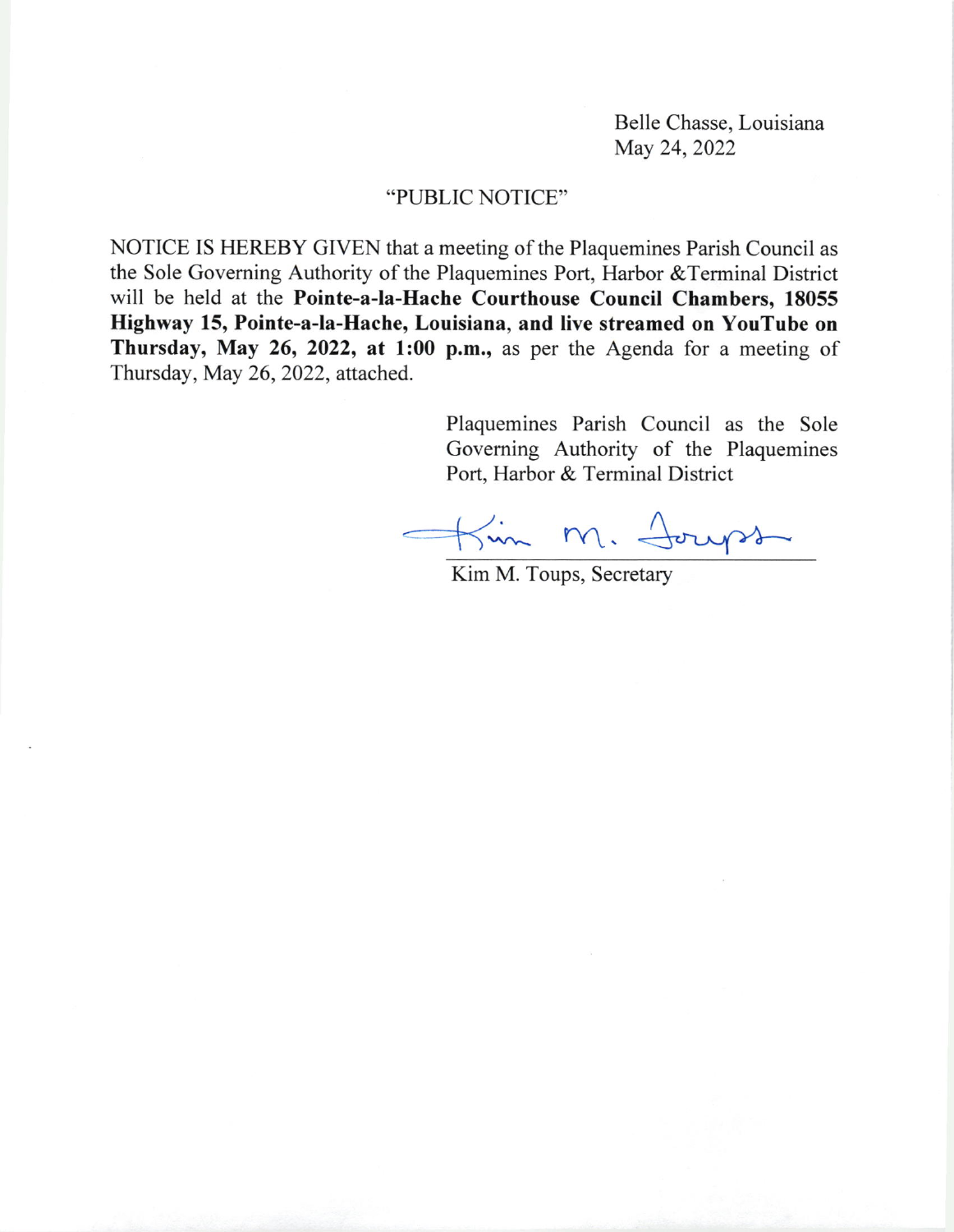Belle Chasse, Louisiana
May 24, 2022

"PUBLIC NOTICE"

NOTICE IS HEREBY GIVEN that a meeting of the Plaquemines Parish Council as the Sole Governing Authority of the Plaquemines Port, Harbor &Terminal District will be held at the **Pointe-a-la-Hache Courthouse Council Chambers, 18055 Highway 15, Pointe-a-la-Hache, Louisiana, and live streamed on YouTube on Thursday, May 26, 2022, at 1:00 p.m.,** as per the Agenda for a meeting of Thursday, May 26, 2022, attached.

Plaquemines Parish Council as the Sole Governing Authority of the Plaquemines Port, Harbor & Terminal District

Kim M. Toups, Secretary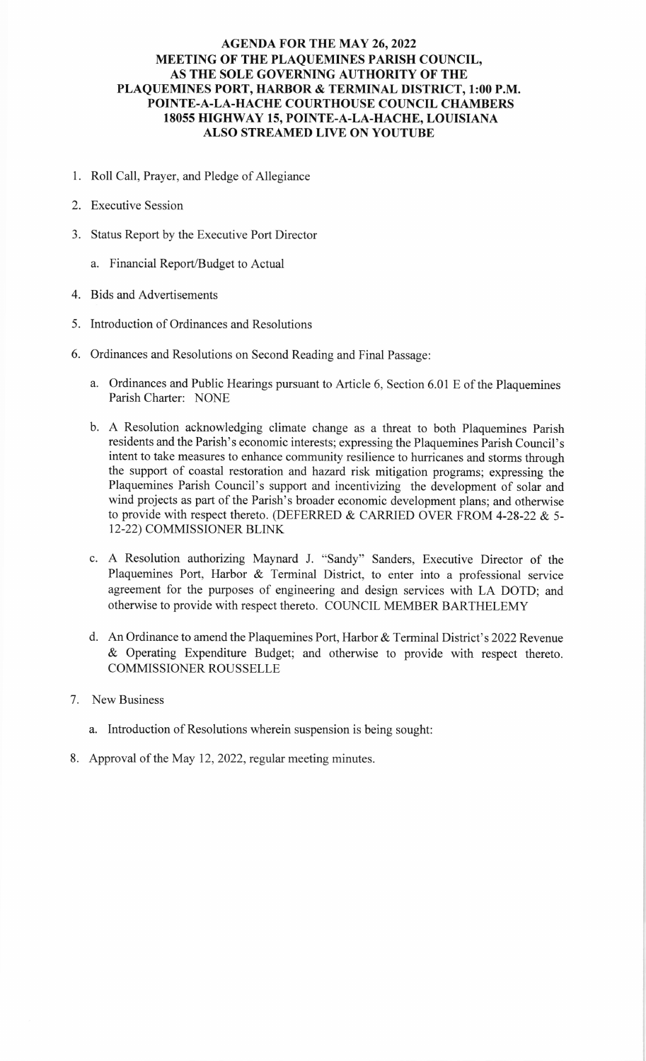# AGENDA FOR THE MAY 26, 2022 MEETING OF THE PLAQUEMINES PARISH COUNCIL, AS THE SOLE GOVERNING AUTHORITY OF THE PLAQUEMINES PORT, HARBOR & TERMINAL DISTRICT, 1:00 P.M. POINTE-A-LA-HACHE COURTHOUSE COUNCIL CHAMBERS 18055 HIGHWAY 15, POINTE-A-LA-HACHE, LOUISIANA ALSO STREAMED LIVE ON YOUTUBE

1. Roll Call, Prayer, and Pledge of Allegiance
2. Executive Session
3. Status Report by the Executive Port Director
   a. Financial Report/Budget to Actual
4. Bids and Advertisements
5. Introduction of Ordinances and Resolutions
6. Ordinances and Resolutions on Second Reading and Final Passage:
   a. Ordinances and Public Hearings pursuant to Article 6, Section 6.01 E of the Plaquemines Parish Charter: NONE
   b. A Resolution acknowledging climate change as a threat to both Plaquemines Parish residents and the Parish's economic interests; expressing the Plaquemines Parish Council's intent to take measures to enhance community resilience to hurricanes and storms through the support of coastal restoration and hazard risk mitigation programs; expressing the Plaquemines Parish Council's support and incentivizing the development of solar and wind projects as part of the Parish's broader economic development plans; and otherwise to provide with respect thereto. (DEFERRED & CARRIED OVER FROM 4-28-22 & 5-12-22) COMMISSIONER BLINK
   c. A Resolution authorizing Maynard J. "Sandy" Sanders, Executive Director of the Plaquemines Port, Harbor & Terminal District, to enter into a professional service agreement for the purposes of engineering and design services with LA DOTD; and otherwise to provide with respect thereto. COUNCIL MEMBER BARTHELEMY
   d. An Ordinance to amend the Plaquemines Port, Harbor & Terminal District's 2022 Revenue & Operating Expenditure Budget; and otherwise to provide with respect thereto. COMMISSIONER ROUSSELLE
7. New Business
   a. Introduction of Resolutions wherein suspension is being sought:
8. Approval of the May 12, 2022, regular meeting minutes.